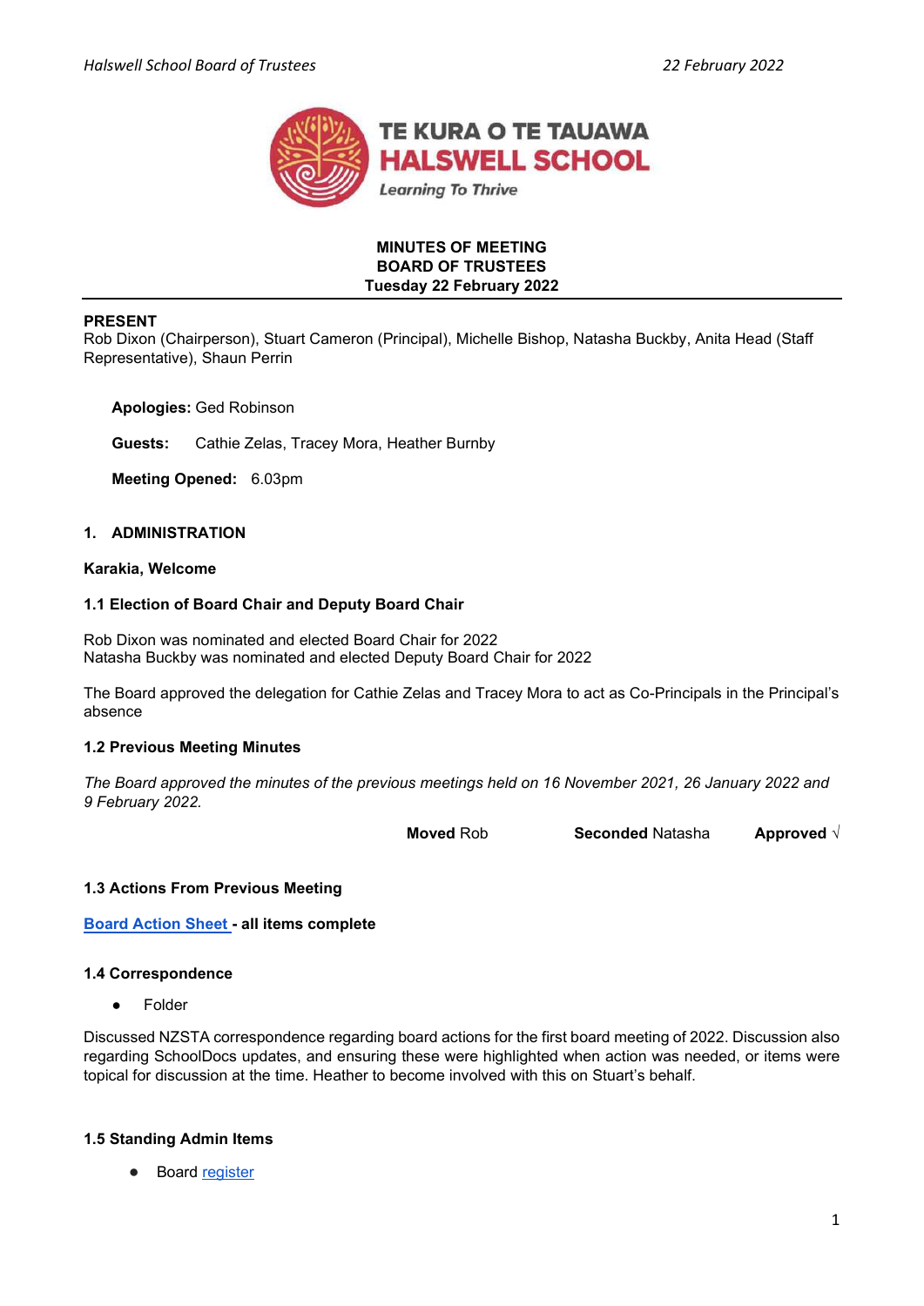**MINUTES OF MEETING**
**BOARD OF TRUSTEES**
**Tuesday 22 February 2022**

**PRESENT**
Rob Dixon (Chairperson), Stuart Cameron (Principal), Michelle Bishop, Natasha Buckby, Anita Head (Staff Representative), Shaun Perrin

**Apologies:** Ged Robinson

**Guests:** Cathie Zelas, Tracey Mora, Heather Burnby

**Meeting Opened:** 6.03pm

## 1. ADMINISTRATION

**Karakia, Welcome**

### 1.1 Election of Board Chair and Deputy Board Chair

Rob Dixon was nominated and elected Board Chair for 2022
Natasha Buckby was nominated and elected Deputy Board Chair for 2022

The Board approved the delegation for Cathie Zelas and Tracey Mora to act as Co-Principals in the Principal's absence

### 1.2 Previous Meeting Minutes

*The Board approved the minutes of the previous meetings held on 16 November 2021, 26 January 2022 and 9 February 2022.*

**Moved** Rob | **Seconded** Natasha | **Approved** √

### 1.3 Actions From Previous Meeting

**Board Action Sheet - all items complete**

### 1.4 Correspondence

- Folder

Discussed NZSTA correspondence regarding board actions for the first board meeting of 2022. Discussion also regarding SchoolDocs updates, and ensuring these were highlighted when action was needed, or items were topical for discussion at the time. Heather to become involved with this on Stuart's behalf.

### 1.5 Standing Admin Items

- Board register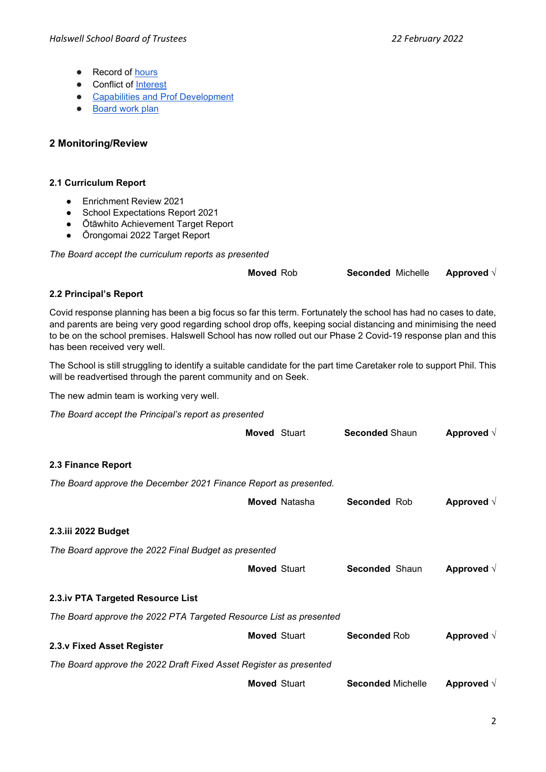- Record of hours
- Conflict of Interest
- Capabilities and Prof Development
- Board work plan

## 2 Monitoring/Review

### 2.1 Curriculum Report

- Enrichment Review 2021
- School Expectations Report 2021
- Ōtāwhito Achievement Target Report
- Ōrongomai 2022 Target Report

*The Board accept the curriculum reports as presented*

**Moved** Rob **Seconded** Michelle **Approved** √

### 2.2 Principal's Report

Covid response planning has been a big focus so far this term. Fortunately the school has had no cases to date, and parents are being very good regarding school drop offs, keeping social distancing and minimising the need to be on the school premises. Halswell School has now rolled out our Phase 2 Covid-19 response plan and this has been received very well.

The School is still struggling to identify a suitable candidate for the part time Caretaker role to support Phil. This will be readvertised through the parent community and on Seek.

The new admin team is working very well.

*The Board accept the Principal's report as presented*

**Moved** Stuart **Seconded** Shaun **Approved** √

### 2.3 Finance Report

*The Board approve the December 2021 Finance Report as presented.*

**Moved** Natasha **Seconded** Rob **Approved** √

### 2.3.iii 2022 Budget

*The Board approve the 2022 Final Budget as presented*

**Moved** Stuart **Seconded** Shaun **Approved** √

### 2.3.iv PTA Targeted Resource List

*The Board approve the 2022 PTA Targeted Resource List as presented*

**Moved** Stuart **Seconded** Rob **Approved** √

### 2.3.v Fixed Asset Register

*The Board approve the 2022 Draft Fixed Asset Register as presented*

**Moved** Stuart **Seconded** Michelle **Approved** √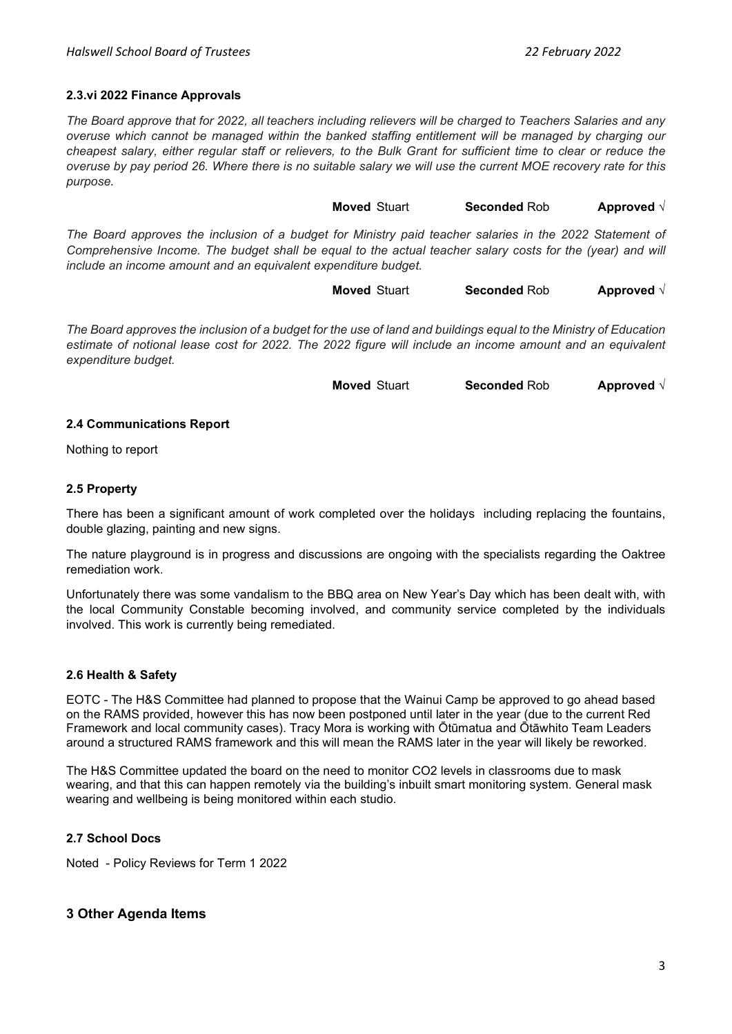#### 2.3.vi 2022 Finance Approvals

*The Board approve that for 2022, all teachers including relievers will be charged to Teachers Salaries and any overuse which cannot be managed within the banked staffing entitlement will be managed by charging our cheapest salary, either regular staff or relievers, to the Bulk Grant for sufficient time to clear or reduce the overuse by pay period 26. Where there is no suitable salary we will use the current MOE recovery rate for this purpose.*

**Moved** Stuart **Seconded** Rob **Approved** √

*The Board approves the inclusion of a budget for Ministry paid teacher salaries in the 2022 Statement of Comprehensive Income. The budget shall be equal to the actual teacher salary costs for the (year) and will include an income amount and an equivalent expenditure budget.*

**Moved** Stuart **Seconded** Rob **Approved** √

*The Board approves the inclusion of a budget for the use of land and buildings equal to the Ministry of Education estimate of notional lease cost for 2022. The 2022 figure will include an income amount and an equivalent expenditure budget.*

**Moved** Stuart **Seconded** Rob **Approved** √

#### 2.4 Communications Report

Nothing to report

#### 2.5 Property

There has been a significant amount of work completed over the holidays including replacing the fountains, double glazing, painting and new signs.

The nature playground is in progress and discussions are ongoing with the specialists regarding the Oaktree remediation work.

Unfortunately there was some vandalism to the BBQ area on New Year's Day which has been dealt with, with the local Community Constable becoming involved, and community service completed by the individuals involved. This work is currently being remediated.

#### 2.6 Health & Safety

EOTC - The H&S Committee had planned to propose that the Wainui Camp be approved to go ahead based on the RAMS provided, however this has now been postponed until later in the year (due to the current Red Framework and local community cases). Tracy Mora is working with Ōtūmatua and Ōtāwhito Team Leaders around a structured RAMS framework and this will mean the RAMS later in the year will likely be reworked.

The H&S Committee updated the board on the need to monitor $CO_2$ levels in classrooms due to mask wearing, and that this can happen remotely via the building's inbuilt smart monitoring system. General mask wearing and wellbeing is being monitored within each studio.

#### 2.7 School Docs

Noted - Policy Reviews for Term 1 2022

## 3 Other Agenda Items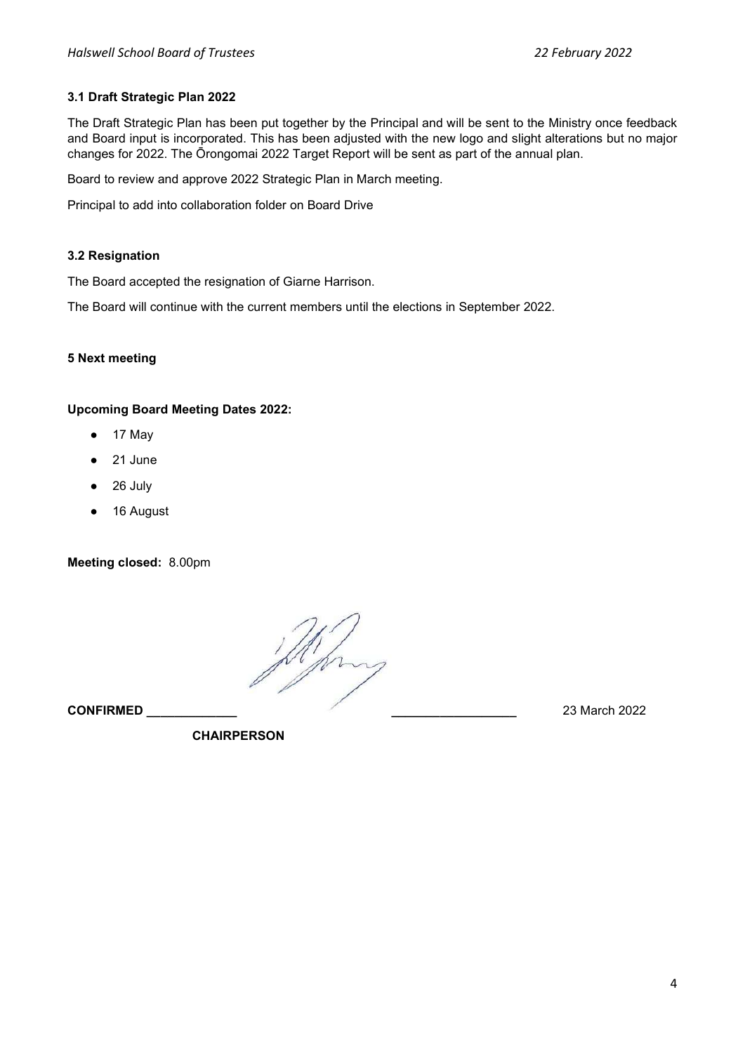### 3.1 Draft Strategic Plan 2022

The Draft Strategic Plan has been put together by the Principal and will be sent to the Ministry once feedback and Board input is incorporated. This has been adjusted with the new logo and slight alterations but no major changes for 2022. The Ōrongomai 2022 Target Report will be sent as part of the annual plan.

Board to review and approve 2022 Strategic Plan in March meeting.

Principal to add into collaboration folder on Board Drive

### 3.2 Resignation

The Board accepted the resignation of Giarne Harrison.

The Board will continue with the current members until the elections in September 2022.

### 5 Next meeting

**Upcoming Board Meeting Dates 2022:**

- 17 May
- 21 June
- 26 July
- 16 August

**Meeting closed:** 8.00pm

**CONFIRMED** _____________ __________________ 23 March 2022

**CHAIRPERSON**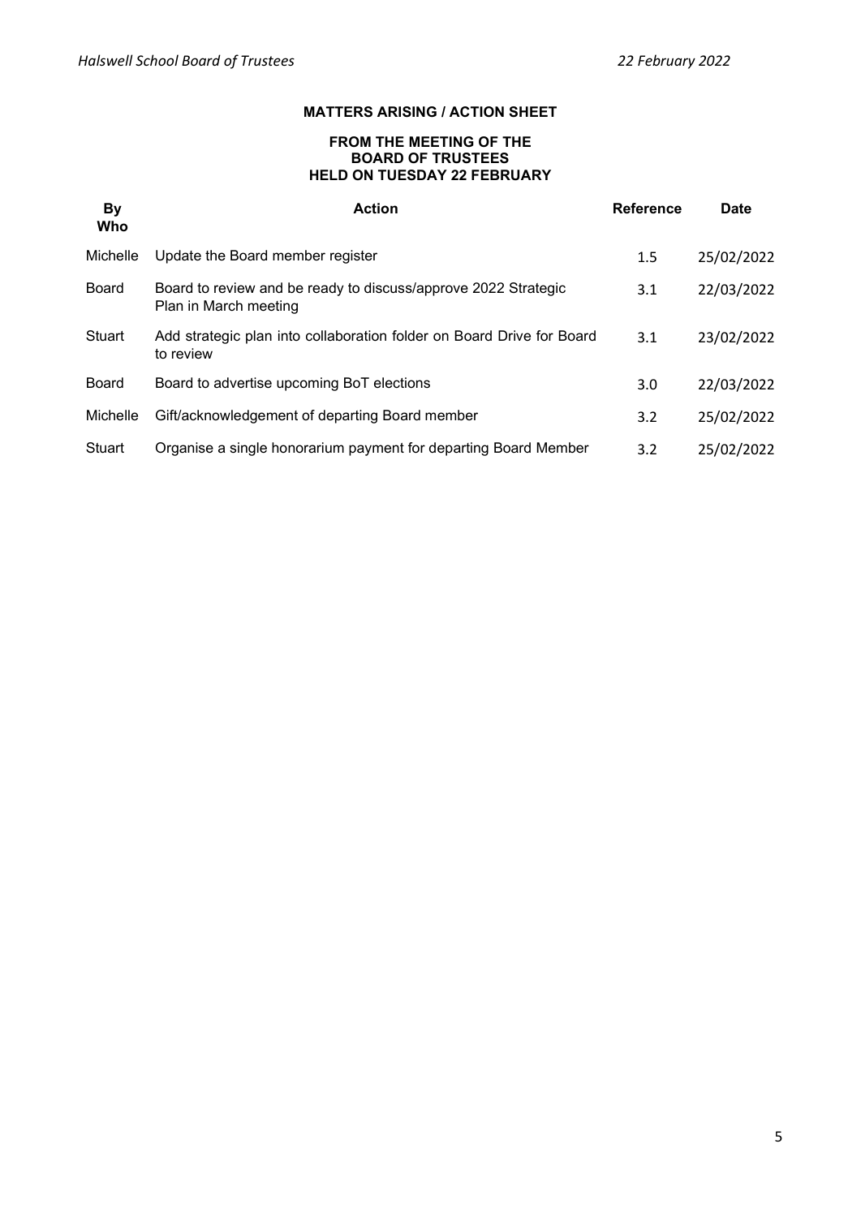**MATTERS ARISING / ACTION SHEET**

**FROM THE MEETING OF THE BOARD OF TRUSTEES HELD ON TUESDAY 22 FEBRUARY**

| By Who | Action | Reference | Date |
|---|---|---|---|
| Michelle | Update the Board member register | 1.5 | 25/02/2022 |
| Board | Board to review and be ready to discuss/approve 2022 Strategic Plan in March meeting | 3.1 | 22/03/2022 |
| Stuart | Add strategic plan into collaboration folder on Board Drive for Board to review | 3.1 | 23/02/2022 |
| Board | Board to advertise upcoming BoT elections | 3.0 | 22/03/2022 |
| Michelle | Gift/acknowledgement of departing Board member | 3.2 | 25/02/2022 |
| Stuart | Organise a single honorarium payment for departing Board Member | 3.2 | 25/02/2022 |